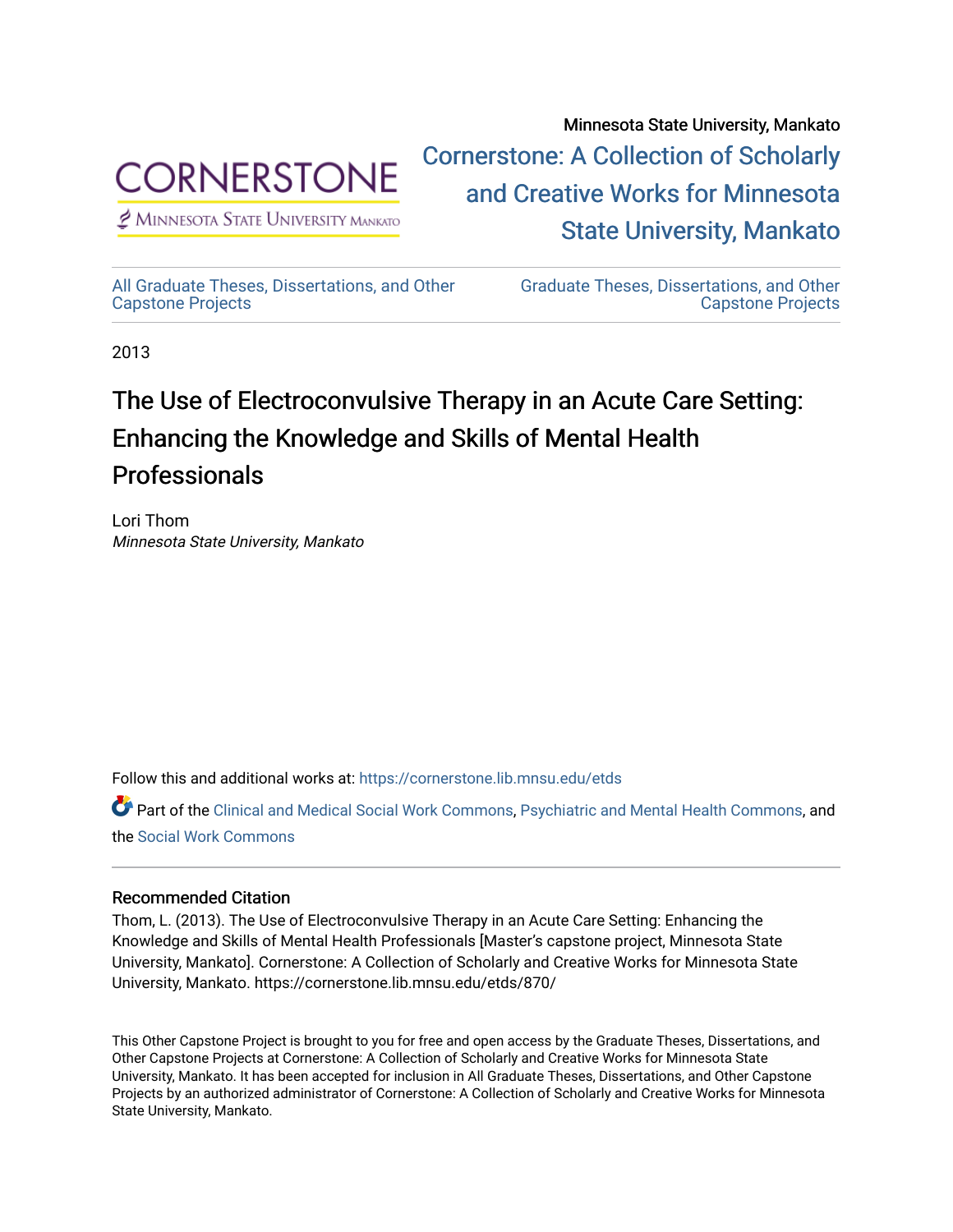Minnesota State University, Mankato

Cornerstone: A Collection of Scholarly and Creative Works for Minnesota State University, Mankato

All Graduate Theses, Dissertations, and Other Capstone Projects

Graduate Theses, Dissertations, and Other Capstone Projects

2013

# The Use of Electroconvulsive Therapy in an Acute Care Setting: Enhancing the Knowledge and Skills of Mental Health Professionals

Lori Thom
*Minnesota State University, Mankato*

Follow this and additional works at: https://cornerstone.lib.mnsu.edu/etds

Part of the Clinical and Medical Social Work Commons, Psychiatric and Mental Health Commons, and the Social Work Commons

## Recommended Citation

Thom, L. (2013). The Use of Electroconvulsive Therapy in an Acute Care Setting: Enhancing the Knowledge and Skills of Mental Health Professionals [Master's capstone project, Minnesota State University, Mankato]. Cornerstone: A Collection of Scholarly and Creative Works for Minnesota State University, Mankato. https://cornerstone.lib.mnsu.edu/etds/870/

This Other Capstone Project is brought to you for free and open access by the Graduate Theses, Dissertations, and Other Capstone Projects at Cornerstone: A Collection of Scholarly and Creative Works for Minnesota State University, Mankato. It has been accepted for inclusion in All Graduate Theses, Dissertations, and Other Capstone Projects by an authorized administrator of Cornerstone: A Collection of Scholarly and Creative Works for Minnesota State University, Mankato.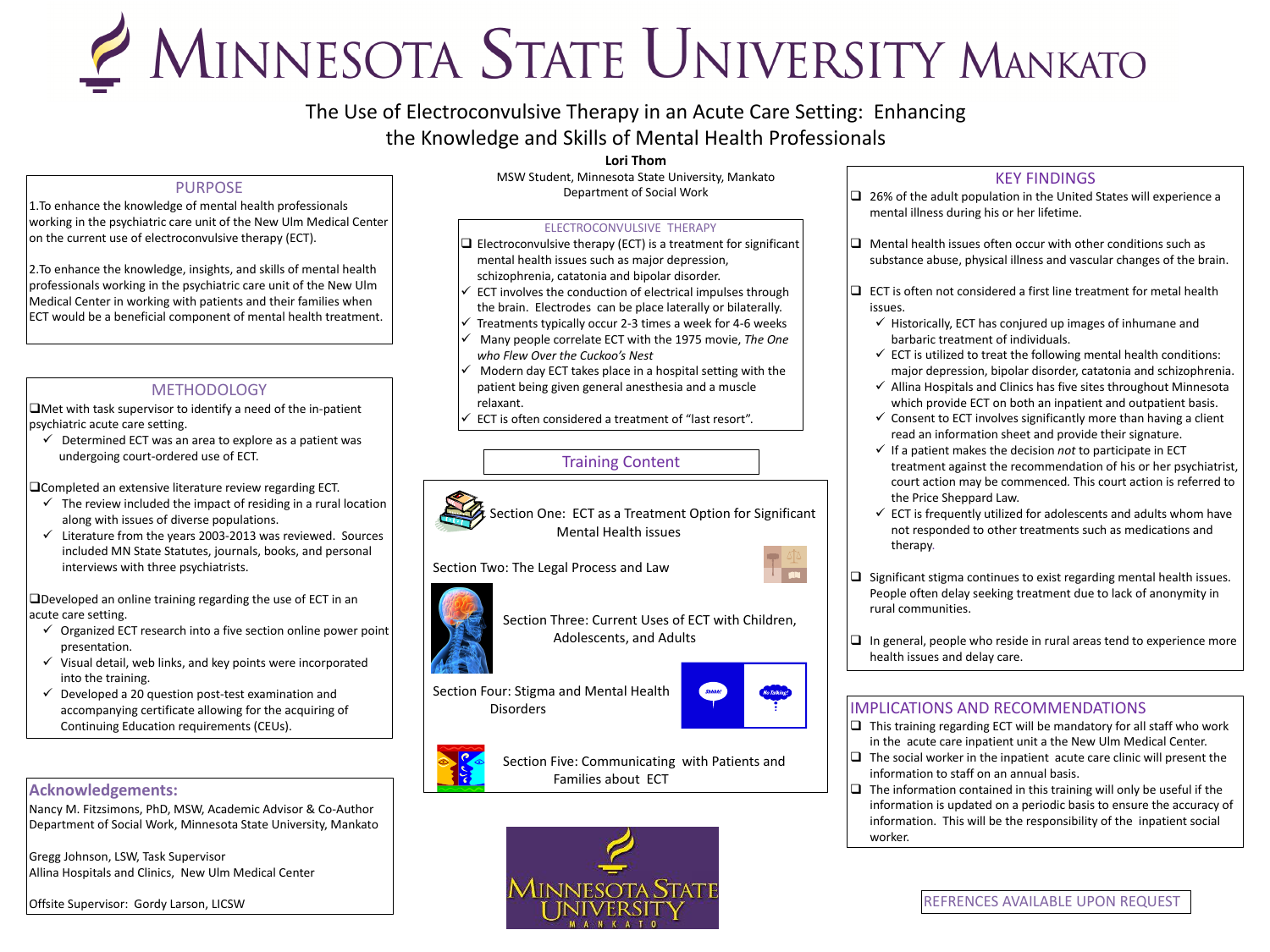# Minnesota State University Mankato

## The Use of Electroconvulsive Therapy in an Acute Care Setting: Enhancing the Knowledge and Skills of Mental Health Professionals

**Lori Thom**

MSW Student, Minnesota State University, Mankato
Department of Social Work

## PURPOSE

1.To enhance the knowledge of mental health professionals working in the psychiatric care unit of the New Ulm Medical Center on the current use of electroconvulsive therapy (ECT).

2.To enhance the knowledge, insights, and skills of mental health professionals working in the psychiatric care unit of the New Ulm Medical Center in working with patients and their families when ECT would be a beneficial component of mental health treatment.

## METHODOLOGY

- Met with task supervisor to identify a need of the in-patient psychiatric acute care setting.
  - ✓ Determined ECT was an area to explore as a patient was undergoing court-ordered use of ECT.
- Completed an extensive literature review regarding ECT.
  - ✓ The review included the impact of residing in a rural location along with issues of diverse populations.
  - ✓ Literature from the years 2003-2013 was reviewed. Sources included MN State Statutes, journals, books, and personal interviews with three psychiatrists.
- Developed an online training regarding the use of ECT in an acute care setting.
  - ✓ Organized ECT research into a five section online power point presentation.
  - ✓ Visual detail, web links, and key points were incorporated into the training.
  - ✓ Developed a 20 question post-test examination and accompanying certificate allowing for the acquiring of Continuing Education requirements (CEUs).

## Acknowledgements:

Nancy M. Fitzsimons, PhD, MSW, Academic Advisor & Co-Author
Department of Social Work, Minnesota State University, Mankato

Gregg Johnson, LSW, Task Supervisor
Allina Hospitals and Clinics, New Ulm Medical Center

Offsite Supervisor: Gordy Larson, LICSW

## ELECTROCONVULSIVE THERAPY

- Electroconvulsive therapy (ECT) is a treatment for significant mental health issues such as major depression, schizophrenia, catatonia and bipolar disorder.
- ✓ ECT involves the conduction of electrical impulses through the brain. Electrodes can be place laterally or bilaterally.
- ✓ Treatments typically occur 2-3 times a week for 4-6 weeks
- ✓ Many people correlate ECT with the 1975 movie, *The One who Flew Over the Cuckoo's Nest*
- ✓ Modern day ECT takes place in a hospital setting with the patient being given general anesthesia and a muscle relaxant.
- ✓ ECT is often considered a treatment of "last resort".

## Training Content

Section One: ECT as a Treatment Option for Significant Mental Health issues

Section Two: The Legal Process and Law

Section Three: Current Uses of ECT with Children, Adolescents, and Adults

Section Four: Stigma and Mental Health Disorders

Section Five: Communicating with Patients and Families about ECT

## KEY FINDINGS

- 26% of the adult population in the United States will experience a mental illness during his or her lifetime.
- Mental health issues often occur with other conditions such as substance abuse, physical illness and vascular changes of the brain.
- ECT is often not considered a first line treatment for metal health issues.
  - ✓ Historically, ECT has conjured up images of inhumane and barbaric treatment of individuals.
  - ✓ ECT is utilized to treat the following mental health conditions: major depression, bipolar disorder, catatonia and schizophrenia.
  - ✓ Allina Hospitals and Clinics has five sites throughout Minnesota which provide ECT on both an inpatient and outpatient basis.
  - ✓ Consent to ECT involves significantly more than having a client read an information sheet and provide their signature.
  - ✓ If a patient makes the decision *not* to participate in ECT treatment against the recommendation of his or her psychiatrist, court action may be commenced. This court action is referred to the Price Sheppard Law.
  - ✓ ECT is frequently utilized for adolescents and adults whom have not responded to other treatments such as medications and therapy.
- Significant stigma continues to exist regarding mental health issues. People often delay seeking treatment due to lack of anonymity in rural communities.
- In general, people who reside in rural areas tend to experience more health issues and delay care.

## IMPLICATIONS AND RECOMMENDATIONS

- This training regarding ECT will be mandatory for all staff who work in the acute care inpatient unit a the New Ulm Medical Center.
- The social worker in the inpatient acute care clinic will present the information to staff on an annual basis.
- The information contained in this training will only be useful if the information is updated on a periodic basis to ensure the accuracy of information. This will be the responsibility of the inpatient social worker.

REFRENCES AVAILABLE UPON REQUEST